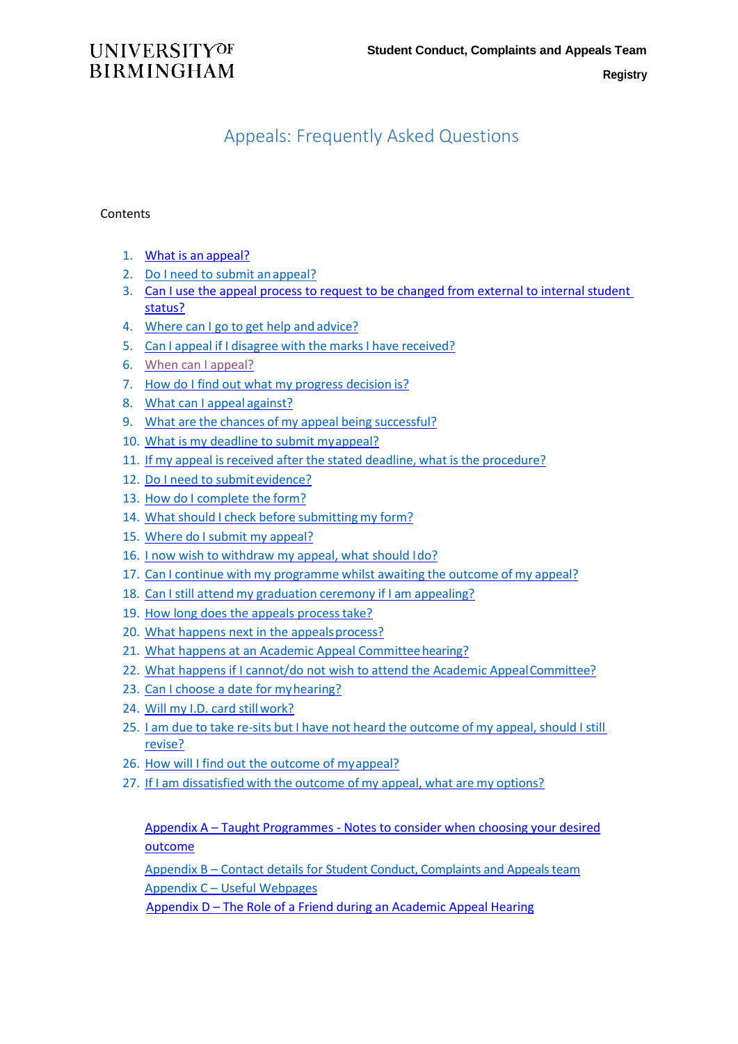UNIVERSITY OF BIRMINGHAM

**Student Conduct, Complaints and Appeals Team**

**Registry**

# Appeals: Frequently Asked Questions

Contents

1. What is an appeal?
2. Do I need to submit an appeal?
3. Can I use the appeal process to request to be changed from external to internal student status?
4. Where can I go to get help and advice?
5. Can I appeal if I disagree with the marks I have received?
6. When can I appeal?
7. How do I find out what my progress decision is?
8. What can I appeal against?
9. What are the chances of my appeal being successful?
10. What is my deadline to submit my appeal?
11. If my appeal is received after the stated deadline, what is the procedure?
12. Do I need to submit evidence?
13. How do I complete the form?
14. What should I check before submitting my form?
15. Where do I submit my appeal?
16. I now wish to withdraw my appeal, what should I do?
17. Can I continue with my programme whilst awaiting the outcome of my appeal?
18. Can I still attend my graduation ceremony if I am appealing?
19. How long does the appeals process take?
20. What happens next in the appeals process?
21. What happens at an Academic Appeal Committee hearing?
22. What happens if I cannot/do not wish to attend the Academic Appeal Committee?
23. Can I choose a date for my hearing?
24. Will my I.D. card still work?
25. I am due to take re-sits but I have not heard the outcome of my appeal, should I still revise?
26. How will I find out the outcome of my appeal?
27. If I am dissatisfied with the outcome of my appeal, what are my options?

Appendix A – Taught Programmes - Notes to consider when choosing your desired outcome

Appendix B – Contact details for Student Conduct, Complaints and Appeals team

Appendix C – Useful Webpages

Appendix D – The Role of a Friend during an Academic Appeal Hearing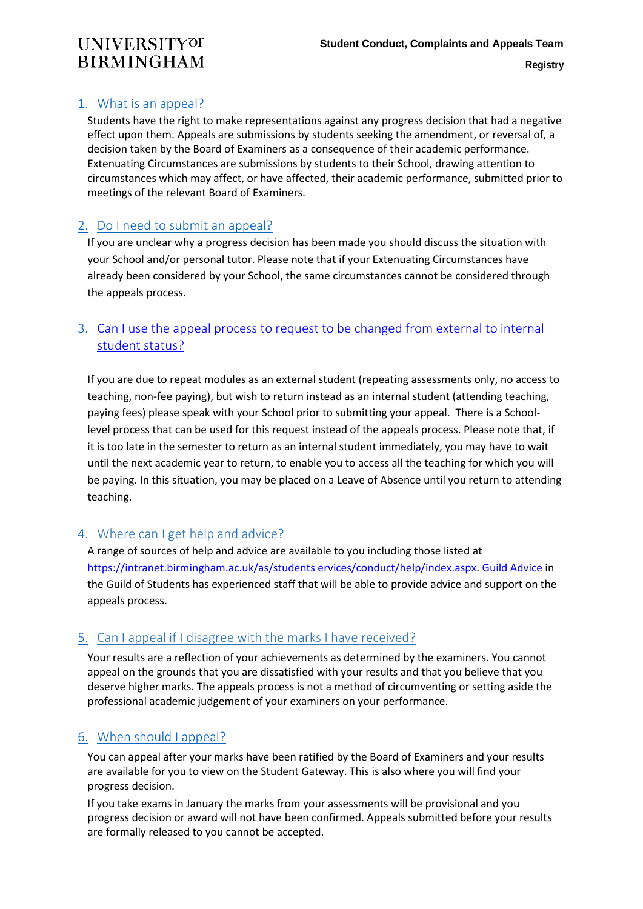## 1. What is an appeal?

Students have the right to make representations against any progress decision that had a negative effect upon them. Appeals are submissions by students seeking the amendment, or reversal of, a decision taken by the Board of Examiners as a consequence of their academic performance. Extenuating Circumstances are submissions by students to their School, drawing attention to circumstances which may affect, or have affected, their academic performance, submitted prior to meetings of the relevant Board of Examiners.

## 2. Do I need to submit an appeal?

If you are unclear why a progress decision has been made you should discuss the situation with your School and/or personal tutor. Please note that if your Extenuating Circumstances have already been considered by your School, the same circumstances cannot be considered through the appeals process.

## 3. Can I use the appeal process to request to be changed from external to internal student status?

If you are due to repeat modules as an external student (repeating assessments only, no access to teaching, non-fee paying), but wish to return instead as an internal student (attending teaching, paying fees) please speak with your School prior to submitting your appeal. There is a School-level process that can be used for this request instead of the appeals process. Please note that, if it is too late in the semester to return as an internal student immediately, you may have to wait until the next academic year to return, to enable you to access all the teaching for which you will be paying. In this situation, you may be placed on a Leave of Absence until you return to attending teaching.

## 4. Where can I get help and advice?

A range of sources of help and advice are available to you including those listed at https://intranet.birmingham.ac.uk/as/students ervices/conduct/help/index.aspx. Guild Advice in the Guild of Students has experienced staff that will be able to provide advice and support on the appeals process.

## 5. Can I appeal if I disagree with the marks I have received?

Your results are a reflection of your achievements as determined by the examiners. You cannot appeal on the grounds that you are dissatisfied with your results and that you believe that you deserve higher marks. The appeals process is not a method of circumventing or setting aside the professional academic judgement of your examiners on your performance.

## 6. When should I appeal?

You can appeal after your marks have been ratified by the Board of Examiners and your results are available for you to view on the Student Gateway. This is also where you will find your progress decision.

If you take exams in January the marks from your assessments will be provisional and you progress decision or award will not have been confirmed. Appeals submitted before your results are formally released to you cannot be accepted.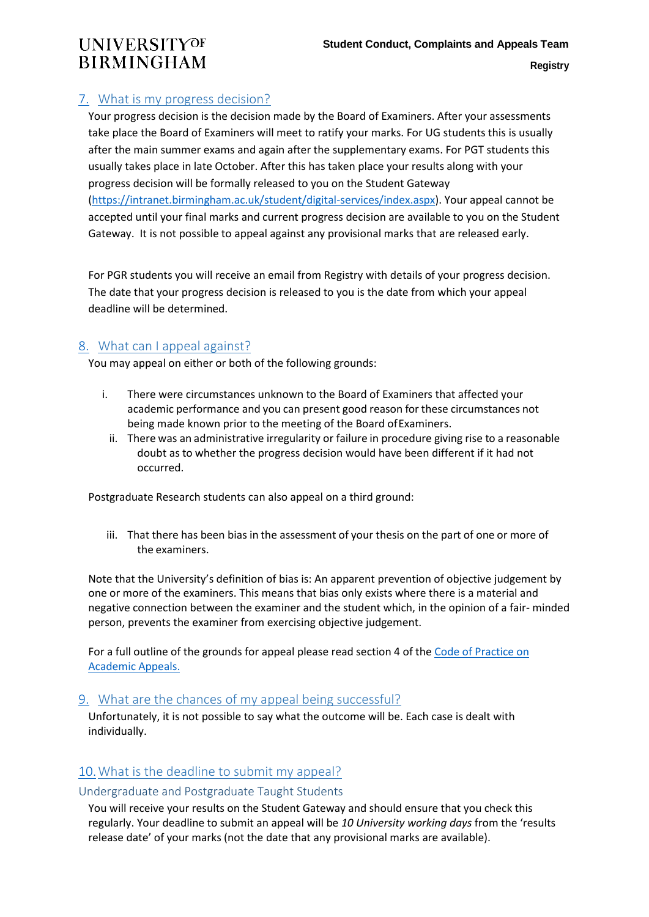## 7. What is my progress decision?

Your progress decision is the decision made by the Board of Examiners. After your assessments take place the Board of Examiners will meet to ratify your marks. For UG students this is usually after the main summer exams and again after the supplementary exams. For PGT students this usually takes place in late October. After this has taken place your results along with your progress decision will be formally released to you on the Student Gateway (https://intranet.birmingham.ac.uk/student/digital-services/index.aspx). Your appeal cannot be accepted until your final marks and current progress decision are available to you on the Student Gateway. It is not possible to appeal against any provisional marks that are released early.

For PGR students you will receive an email from Registry with details of your progress decision. The date that your progress decision is released to you is the date from which your appeal deadline will be determined.

## 8. What can I appeal against?

You may appeal on either or both of the following grounds:

i. There were circumstances unknown to the Board of Examiners that affected your academic performance and you can present good reason for these circumstances not being made known prior to the meeting of the Board of Examiners.

ii. There was an administrative irregularity or failure in procedure giving rise to a reasonable doubt as to whether the progress decision would have been different if it had not occurred.

Postgraduate Research students can also appeal on a third ground:

iii. That there has been bias in the assessment of your thesis on the part of one or more of the examiners.

Note that the University's definition of bias is: An apparent prevention of objective judgement by one or more of the examiners. This means that bias only exists where there is a material and negative connection between the examiner and the student which, in the opinion of a fair- minded person, prevents the examiner from exercising objective judgement.

For a full outline of the grounds for appeal please read section 4 of the Code of Practice on Academic Appeals.

## 9. What are the chances of my appeal being successful?

Unfortunately, it is not possible to say what the outcome will be. Each case is dealt with individually.

## 10. What is the deadline to submit my appeal?

### Undergraduate and Postgraduate Taught Students

You will receive your results on the Student Gateway and should ensure that you check this regularly. Your deadline to submit an appeal will be *10 University working days* from the 'results release date' of your marks (not the date that any provisional marks are available).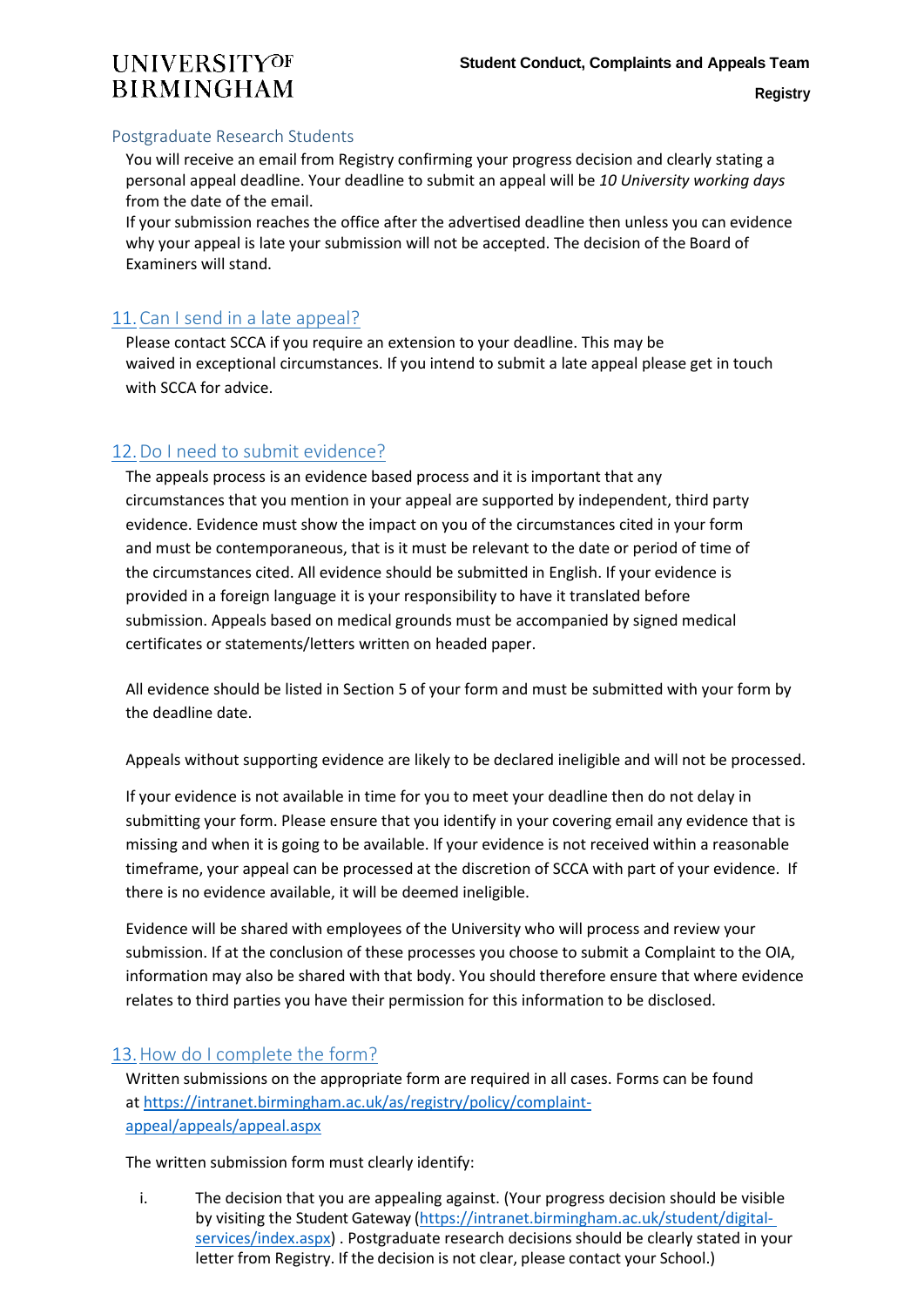### Postgraduate Research Students

You will receive an email from Registry confirming your progress decision and clearly stating a personal appeal deadline. Your deadline to submit an appeal will be *10 University working days* from the date of the email.

If your submission reaches the office after the advertised deadline then unless you can evidence why your appeal is late your submission will not be accepted. The decision of the Board of Examiners will stand.

## 11. Can I send in a late appeal?

Please contact SCCA if you require an extension to your deadline. This may be waived in exceptional circumstances. If you intend to submit a late appeal please get in touch with SCCA for advice.

## 12. Do I need to submit evidence?

The appeals process is an evidence based process and it is important that any circumstances that you mention in your appeal are supported by independent, third party evidence. Evidence must show the impact on you of the circumstances cited in your form and must be contemporaneous, that is it must be relevant to the date or period of time of the circumstances cited. All evidence should be submitted in English. If your evidence is provided in a foreign language it is your responsibility to have it translated before submission. Appeals based on medical grounds must be accompanied by signed medical certificates or statements/letters written on headed paper.

All evidence should be listed in Section 5 of your form and must be submitted with your form by the deadline date.

Appeals without supporting evidence are likely to be declared ineligible and will not be processed.

If your evidence is not available in time for you to meet your deadline then do not delay in submitting your form. Please ensure that you identify in your covering email any evidence that is missing and when it is going to be available. If your evidence is not received within a reasonable timeframe, your appeal can be processed at the discretion of SCCA with part of your evidence. If there is no evidence available, it will be deemed ineligible.

Evidence will be shared with employees of the University who will process and review your submission. If at the conclusion of these processes you choose to submit a Complaint to the OIA, information may also be shared with that body. You should therefore ensure that where evidence relates to third parties you have their permission for this information to be disclosed.

## 13. How do I complete the form?

Written submissions on the appropriate form are required in all cases. Forms can be found at [https://intranet.birmingham.ac.uk/as/registry/policy/complaint-appeal/appeals/appeal.aspx](https://intranet.birmingham.ac.uk/as/registry/policy/complaint-appeal/appeals/appeal.aspx)

The written submission form must clearly identify:

i. The decision that you are appealing against. (Your progress decision should be visible by visiting the Student Gateway ([https://intranet.birmingham.ac.uk/student/digital-services/index.aspx](https://intranet.birmingham.ac.uk/student/digital-services/index.aspx)) . Postgraduate research decisions should be clearly stated in your letter from Registry. If the decision is not clear, please contact your School.)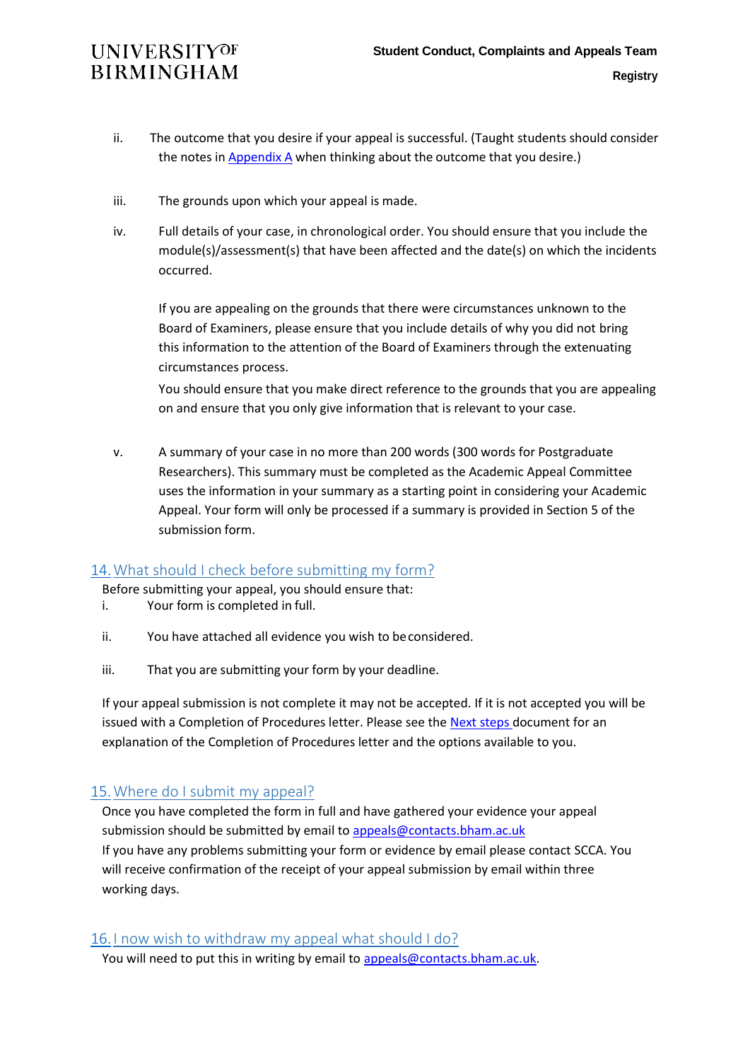ii. The outcome that you desire if your appeal is successful. (Taught students should consider the notes in [Appendix A](#) when thinking about the outcome that you desire.)

iii. The grounds upon which your appeal is made.

iv. Full details of your case, in chronological order. You should ensure that you include the module(s)/assessment(s) that have been affected and the date(s) on which the incidents occurred.

   If you are appealing on the grounds that there were circumstances unknown to the Board of Examiners, please ensure that you include details of why you did not bring this information to the attention of the Board of Examiners through the extenuating circumstances process.

   You should ensure that you make direct reference to the grounds that you are appealing on and ensure that you only give information that is relevant to your case.

v. A summary of your case in no more than 200 words (300 words for Postgraduate Researchers). This summary must be completed as the Academic Appeal Committee uses the information in your summary as a starting point in considering your Academic Appeal. Your form will only be processed if a summary is provided in Section 5 of the submission form.

## 14. What should I check before submitting my form?

Before submitting your appeal, you should ensure that:

i. Your form is completed in full.

ii. You have attached all evidence you wish to be considered.

iii. That you are submitting your form by your deadline.

If your appeal submission is not complete it may not be accepted. If it is not accepted you will be issued with a Completion of Procedures letter. Please see the [Next steps](#) document for an explanation of the Completion of Procedures letter and the options available to you.

## 15. Where do I submit my appeal?

Once you have completed the form in full and have gathered your evidence your appeal submission should be submitted by email to [appeals@contacts.bham.ac.uk](mailto:appeals@contacts.bham.ac.uk)
If you have any problems submitting your form or evidence by email please contact SCCA. You will receive confirmation of the receipt of your appeal submission by email within three working days.

## 16. I now wish to withdraw my appeal what should I do?

You will need to put this in writing by email to [appeals@contacts.bham.ac.uk](mailto:appeals@contacts.bham.ac.uk).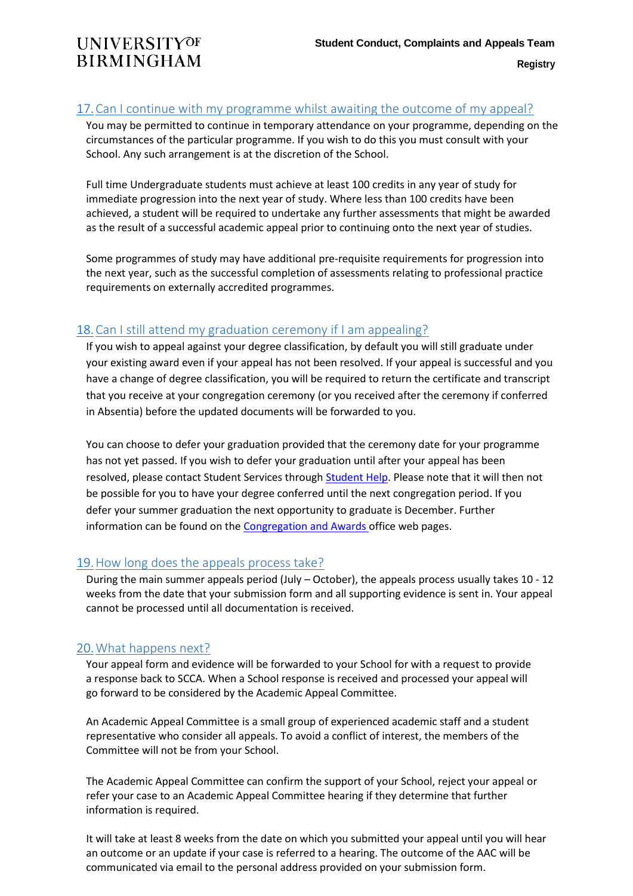## 17. Can I continue with my programme whilst awaiting the outcome of my appeal?

You may be permitted to continue in temporary attendance on your programme, depending on the circumstances of the particular programme. If you wish to do this you must consult with your School. Any such arrangement is at the discretion of the School.

Full time Undergraduate students must achieve at least 100 credits in any year of study for immediate progression into the next year of study. Where less than 100 credits have been achieved, a student will be required to undertake any further assessments that might be awarded as the result of a successful academic appeal prior to continuing onto the next year of studies.

Some programmes of study may have additional pre-requisite requirements for progression into the next year, such as the successful completion of assessments relating to professional practice requirements on externally accredited programmes.

## 18. Can I still attend my graduation ceremony if I am appealing?

If you wish to appeal against your degree classification, by default you will still graduate under your existing award even if your appeal has not been resolved. If your appeal is successful and you have a change of degree classification, you will be required to return the certificate and transcript that you receive at your congregation ceremony (or you received after the ceremony if conferred in Absentia) before the updated documents will be forwarded to you.

You can choose to defer your graduation provided that the ceremony date for your programme has not yet passed. If you wish to defer your graduation until after your appeal has been resolved, please contact Student Services through Student Help. Please note that it will then not be possible for you to have your degree conferred until the next congregation period. If you defer your summer graduation the next opportunity to graduate is December. Further information can be found on the Congregation and Awards office web pages.

## 19. How long does the appeals process take?

During the main summer appeals period (July – October), the appeals process usually takes 10 - 12 weeks from the date that your submission form and all supporting evidence is sent in. Your appeal cannot be processed until all documentation is received.

## 20. What happens next?

Your appeal form and evidence will be forwarded to your School for with a request to provide a response back to SCCA. When a School response is received and processed your appeal will go forward to be considered by the Academic Appeal Committee.

An Academic Appeal Committee is a small group of experienced academic staff and a student representative who consider all appeals. To avoid a conflict of interest, the members of the Committee will not be from your School.

The Academic Appeal Committee can confirm the support of your School, reject your appeal or refer your case to an Academic Appeal Committee hearing if they determine that further information is required.

It will take at least 8 weeks from the date on which you submitted your appeal until you will hear an outcome or an update if your case is referred to a hearing. The outcome of the AAC will be communicated via email to the personal address provided on your submission form.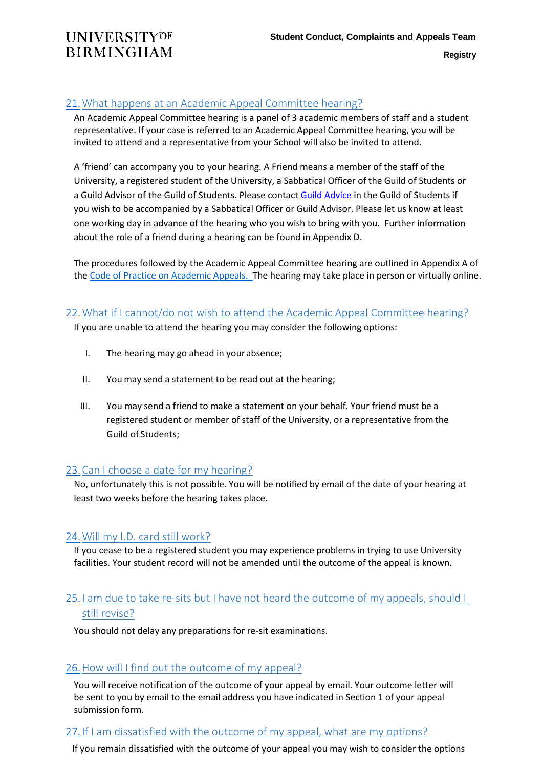## 21. What happens at an Academic Appeal Committee hearing?

An Academic Appeal Committee hearing is a panel of 3 academic members of staff and a student representative. If your case is referred to an Academic Appeal Committee hearing, you will be invited to attend and a representative from your School will also be invited to attend.

A 'friend' can accompany you to your hearing. A Friend means a member of the staff of the University, a registered student of the University, a Sabbatical Officer of the Guild of Students or a Guild Advisor of the Guild of Students. Please contact Guild Advice in the Guild of Students if you wish to be accompanied by a Sabbatical Officer or Guild Advisor. Please let us know at least one working day in advance of the hearing who you wish to bring with you. Further information about the role of a friend during a hearing can be found in Appendix D.

The procedures followed by the Academic Appeal Committee hearing are outlined in Appendix A of the Code of Practice on Academic Appeals. The hearing may take place in person or virtually online.

## 22. What if I cannot/do not wish to attend the Academic Appeal Committee hearing?

If you are unable to attend the hearing you may consider the following options:

I. The hearing may go ahead in your absence;

II. You may send a statement to be read out at the hearing;

III. You may send a friend to make a statement on your behalf. Your friend must be a registered student or member of staff of the University, or a representative from the Guild of Students;

## 23. Can I choose a date for my hearing?

No, unfortunately this is not possible. You will be notified by email of the date of your hearing at least two weeks before the hearing takes place.

## 24. Will my I.D. card still work?

If you cease to be a registered student you may experience problems in trying to use University facilities. Your student record will not be amended until the outcome of the appeal is known.

## 25. I am due to take re-sits but I have not heard the outcome of my appeals, should I still revise?

You should not delay any preparations for re-sit examinations.

## 26. How will I find out the outcome of my appeal?

You will receive notification of the outcome of your appeal by email. Your outcome letter will be sent to you by email to the email address you have indicated in Section 1 of your appeal submission form.

## 27. If I am dissatisfied with the outcome of my appeal, what are my options?

If you remain dissatisfied with the outcome of your appeal you may wish to consider the options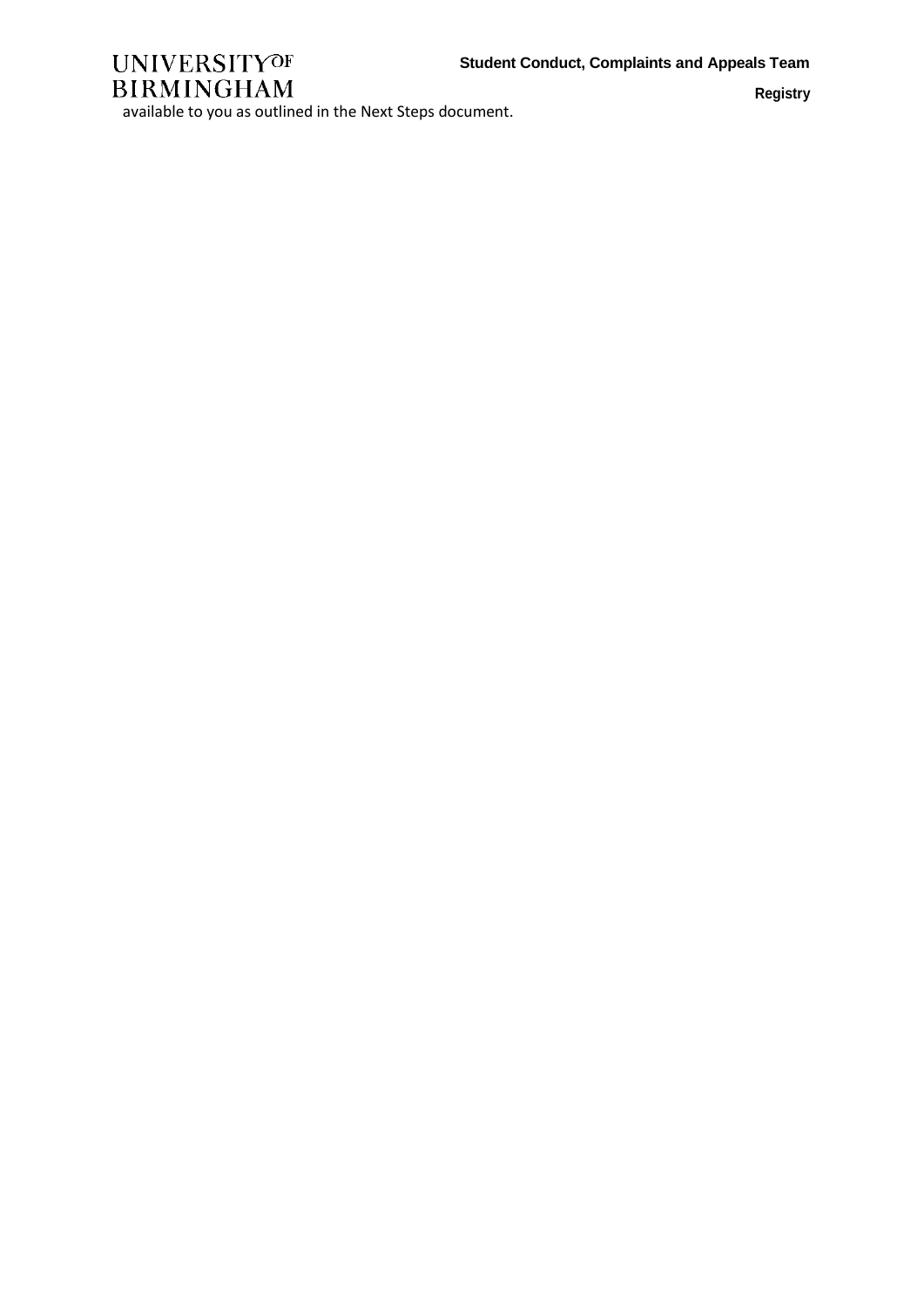available to you as outlined in the Next Steps document.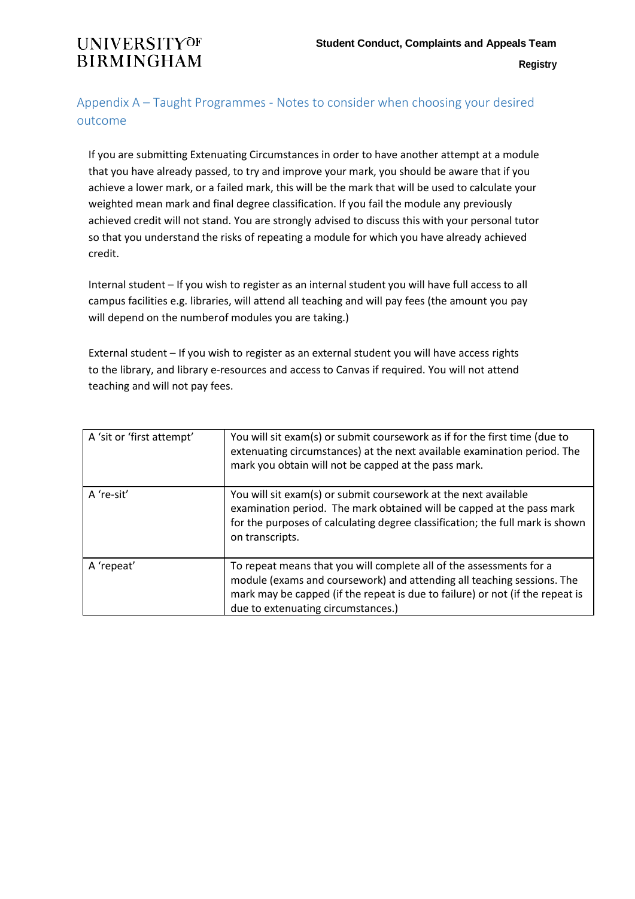## Appendix A – Taught Programmes - Notes to consider when choosing your desired outcome

If you are submitting Extenuating Circumstances in order to have another attempt at a module that you have already passed, to try and improve your mark, you should be aware that if you achieve a lower mark, or a failed mark, this will be the mark that will be used to calculate your weighted mean mark and final degree classification. If you fail the module any previously achieved credit will not stand. You are strongly advised to discuss this with your personal tutor so that you understand the risks of repeating a module for which you have already achieved credit.

Internal student – If you wish to register as an internal student you will have full access to all campus facilities e.g. libraries, will attend all teaching and will pay fees (the amount you pay will depend on the numberof modules you are taking.)

External student – If you wish to register as an external student you will have access rights to the library, and library e-resources and access to Canvas if required. You will not attend teaching and will not pay fees.

| | |
|---|---|
| A 'sit or 'first attempt' | You will sit exam(s) or submit coursework as if for the first time (due to extenuating circumstances) at the next available examination period. The mark you obtain will not be capped at the pass mark. |
| A 're-sit' | You will sit exam(s) or submit coursework at the next available examination period. The mark obtained will be capped at the pass mark for the purposes of calculating degree classification; the full mark is shown on transcripts. |
| A 'repeat' | To repeat means that you will complete all of the assessments for a module (exams and coursework) and attending all teaching sessions. The mark may be capped (if the repeat is due to failure) or not (if the repeat is due to extenuating circumstances.) |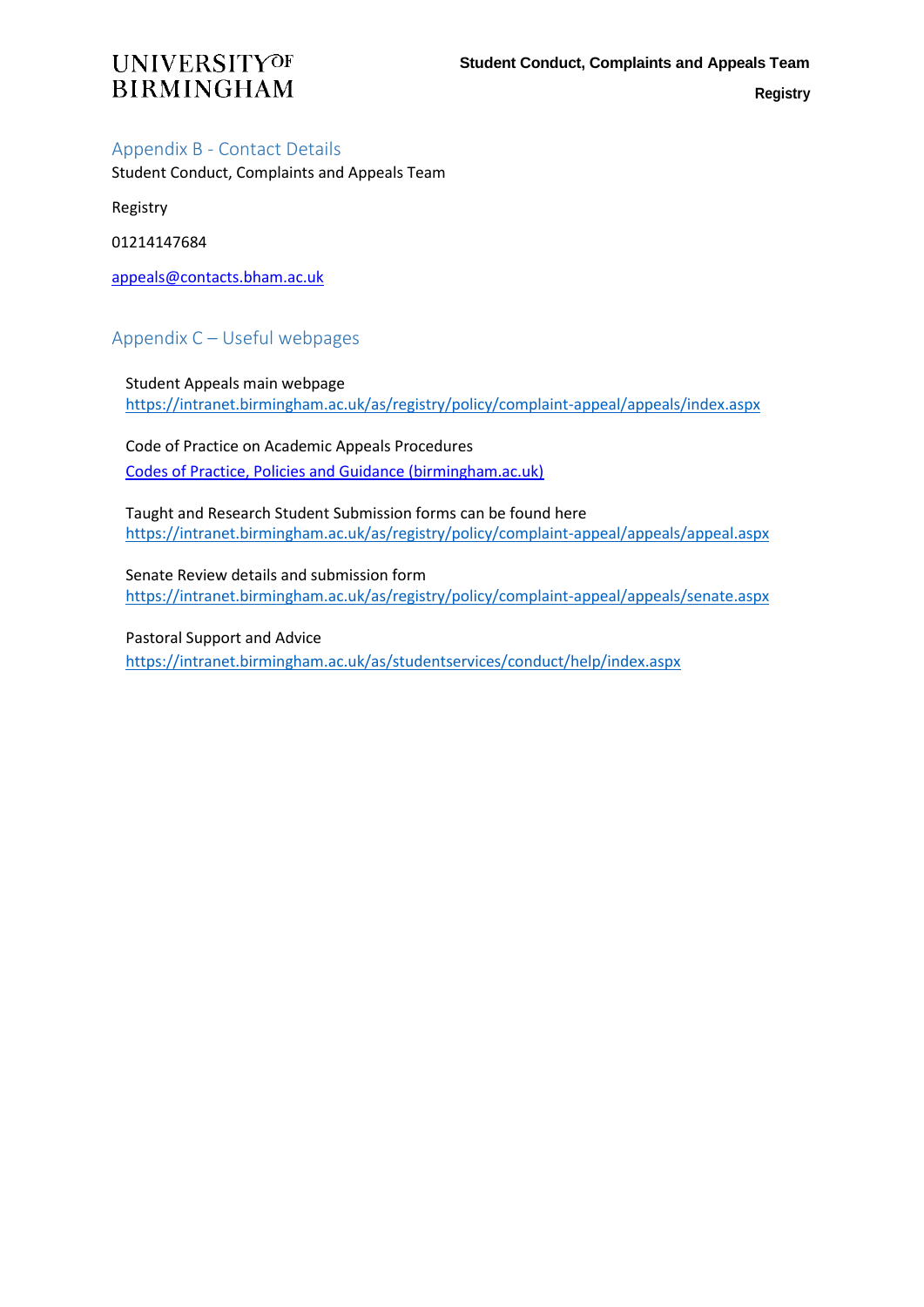## Appendix B - Contact Details

Student Conduct, Complaints and Appeals Team

Registry

01214147684

appeals@contacts.bham.ac.uk

## Appendix C – Useful webpages

Student Appeals main webpage
https://intranet.birmingham.ac.uk/as/registry/policy/complaint-appeal/appeals/index.aspx

Code of Practice on Academic Appeals Procedures
Codes of Practice, Policies and Guidance (birmingham.ac.uk)

Taught and Research Student Submission forms can be found here
https://intranet.birmingham.ac.uk/as/registry/policy/complaint-appeal/appeals/appeal.aspx

Senate Review details and submission form
https://intranet.birmingham.ac.uk/as/registry/policy/complaint-appeal/appeals/senate.aspx

Pastoral Support and Advice
https://intranet.birmingham.ac.uk/as/studentservices/conduct/help/index.aspx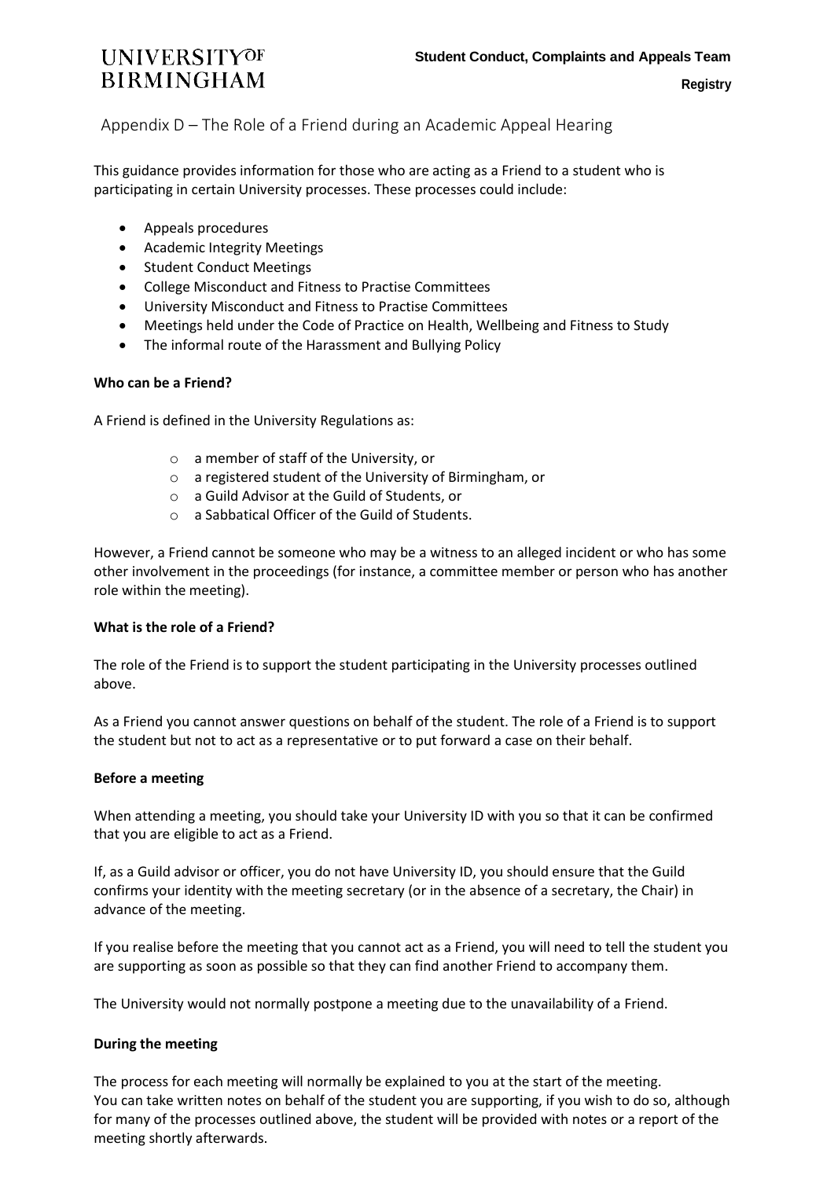## Appendix D – The Role of a Friend during an Academic Appeal Hearing

This guidance provides information for those who are acting as a Friend to a student who is participating in certain University processes. These processes could include:

- Appeals procedures
- Academic Integrity Meetings
- Student Conduct Meetings
- College Misconduct and Fitness to Practise Committees
- University Misconduct and Fitness to Practise Committees
- Meetings held under the Code of Practice on Health, Wellbeing and Fitness to Study
- The informal route of the Harassment and Bullying Policy

**Who can be a Friend?**

A Friend is defined in the University Regulations as:

- a member of staff of the University, or
- a registered student of the University of Birmingham, or
- a Guild Advisor at the Guild of Students, or
- a Sabbatical Officer of the Guild of Students.

However, a Friend cannot be someone who may be a witness to an alleged incident or who has some other involvement in the proceedings (for instance, a committee member or person who has another role within the meeting).

**What is the role of a Friend?**

The role of the Friend is to support the student participating in the University processes outlined above.

As a Friend you cannot answer questions on behalf of the student. The role of a Friend is to support the student but not to act as a representative or to put forward a case on their behalf.

**Before a meeting**

When attending a meeting, you should take your University ID with you so that it can be confirmed that you are eligible to act as a Friend.

If, as a Guild advisor or officer, you do not have University ID, you should ensure that the Guild confirms your identity with the meeting secretary (or in the absence of a secretary, the Chair) in advance of the meeting.

If you realise before the meeting that you cannot act as a Friend, you will need to tell the student you are supporting as soon as possible so that they can find another Friend to accompany them.

The University would not normally postpone a meeting due to the unavailability of a Friend.

**During the meeting**

The process for each meeting will normally be explained to you at the start of the meeting.
You can take written notes on behalf of the student you are supporting, if you wish to do so, although for many of the processes outlined above, the student will be provided with notes or a report of the meeting shortly afterwards.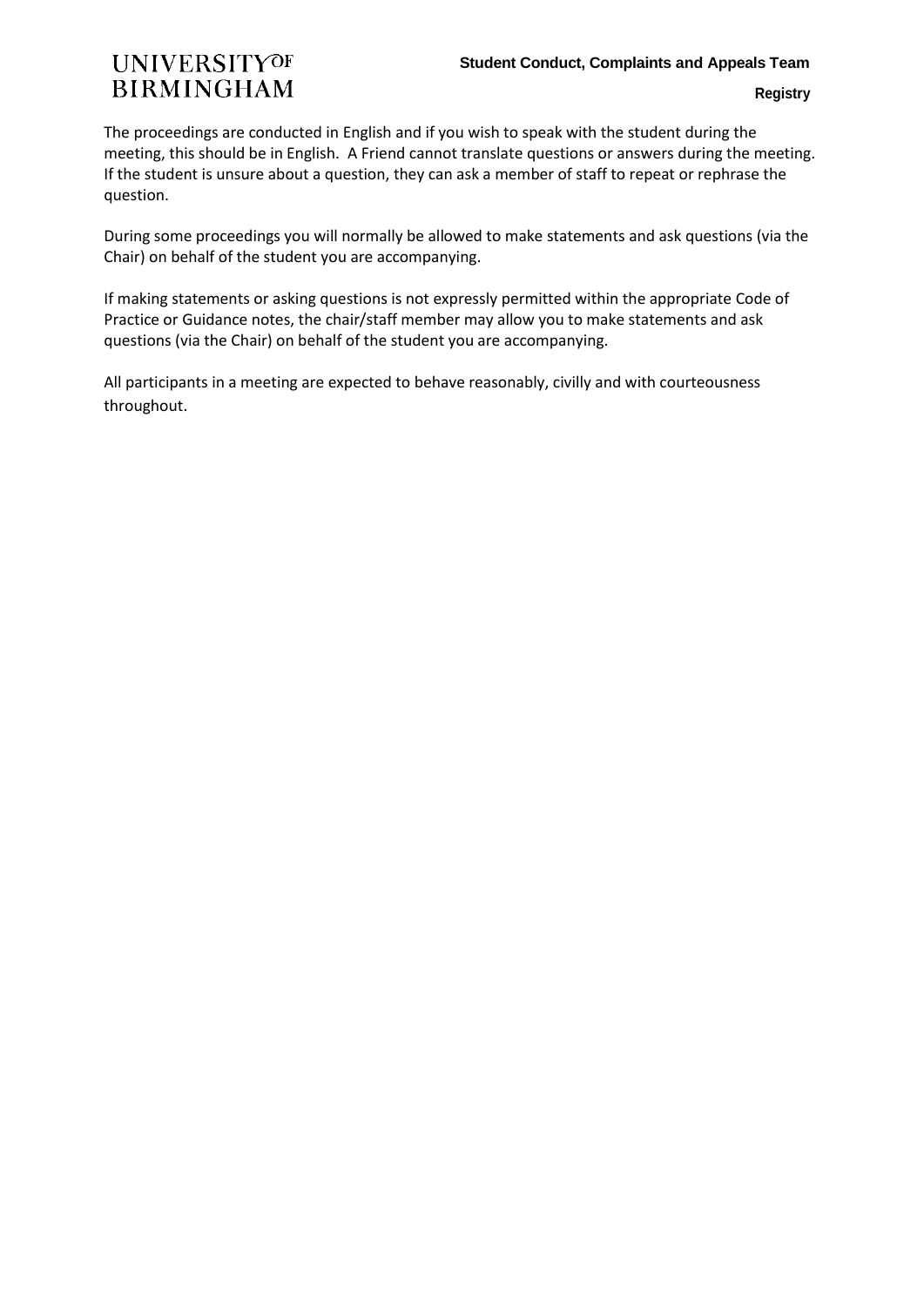The proceedings are conducted in English and if you wish to speak with the student during the meeting, this should be in English. A Friend cannot translate questions or answers during the meeting. If the student is unsure about a question, they can ask a member of staff to repeat or rephrase the question.

During some proceedings you will normally be allowed to make statements and ask questions (via the Chair) on behalf of the student you are accompanying.

If making statements or asking questions is not expressly permitted within the appropriate Code of Practice or Guidance notes, the chair/staff member may allow you to make statements and ask questions (via the Chair) on behalf of the student you are accompanying.

All participants in a meeting are expected to behave reasonably, civilly and with courteousness throughout.